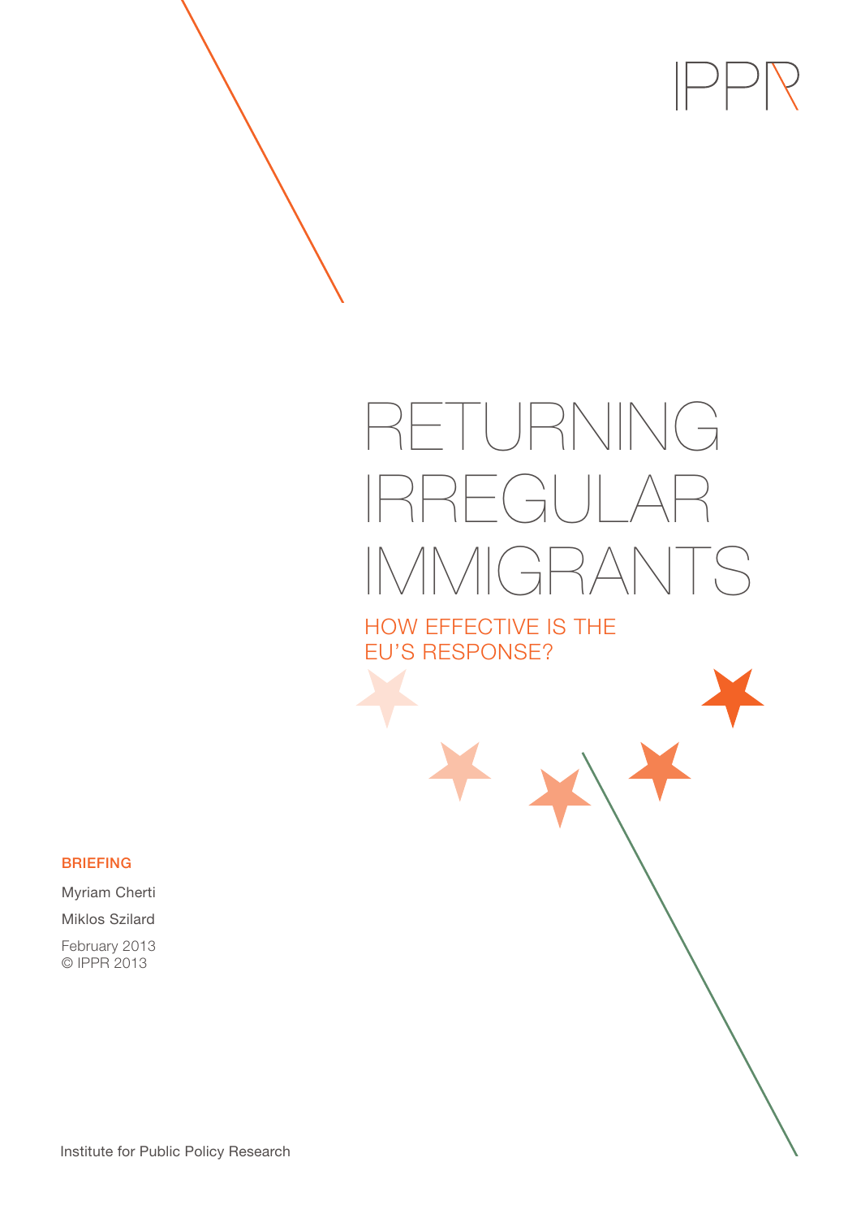IPPR

# RETURNING IRREGULAR IMMIGRANTS

## HOW EFFECTIVE IS THE EU'S RESPONSE?

**BRIEFING**

Myriam Cherti

Miklos Szilard

February 2013
© IPPR 2013

Institute for Public Policy Research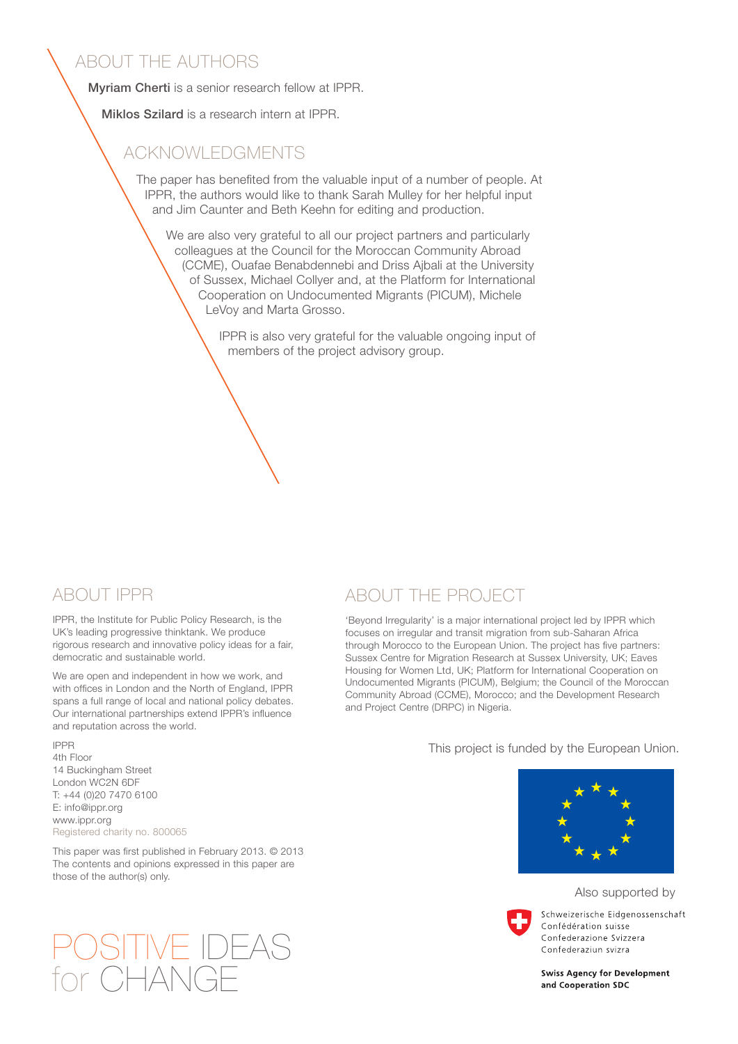## ABOUT THE AUTHORS

**Myriam Cherti** is a senior research fellow at IPPR.

**Miklos Szilard** is a research intern at IPPR.

## ACKNOWLEDGMENTS

The paper has benefited from the valuable input of a number of people. At IPPR, the authors would like to thank Sarah Mulley for her helpful input and Jim Caunter and Beth Keehn for editing and production.

We are also very grateful to all our project partners and particularly colleagues at the Council for the Moroccan Community Abroad (CCME), Ouafae Benabdennebi and Driss Ajbali at the University of Sussex, Michael Collyer and, at the Platform for International Cooperation on Undocumented Migrants (PICUM), Michele LeVoy and Marta Grosso.

IPPR is also very grateful for the valuable ongoing input of members of the project advisory group.

## ABOUT IPPR

IPPR, the Institute for Public Policy Research, is the UK's leading progressive thinktank. We produce rigorous research and innovative policy ideas for a fair, democratic and sustainable world.

We are open and independent in how we work, and with offices in London and the North of England, IPPR spans a full range of local and national policy debates. Our international partnerships extend IPPR's influence and reputation across the world.

IPPR
4th Floor
14 Buckingham Street
London WC2N 6DF
T: +44 (0)20 7470 6100
E: info@ippr.org
www.ippr.org
Registered charity no. 800065

This paper was first published in February 2013. © 2013
The contents and opinions expressed in this paper are those of the author(s) only.

POSITIVE IDEAS for CHANGE

## ABOUT THE PROJECT

'Beyond Irregularity' is a major international project led by IPPR which focuses on irregular and transit migration from sub-Saharan Africa through Morocco to the European Union. The project has five partners: Sussex Centre for Migration Research at Sussex University, UK; Eaves Housing for Women Ltd, UK; Platform for International Cooperation on Undocumented Migrants (PICUM), Belgium; the Council of the Moroccan Community Abroad (CCME), Morocco; and the Development Research and Project Centre (DRPC) in Nigeria.

This project is funded by the European Union.

Also supported by

Schweizerische Eidgenossenschaft
Confédération suisse
Confederazione Svizzera
Confederaziun svizra

**Swiss Agency for Development and Cooperation SDC**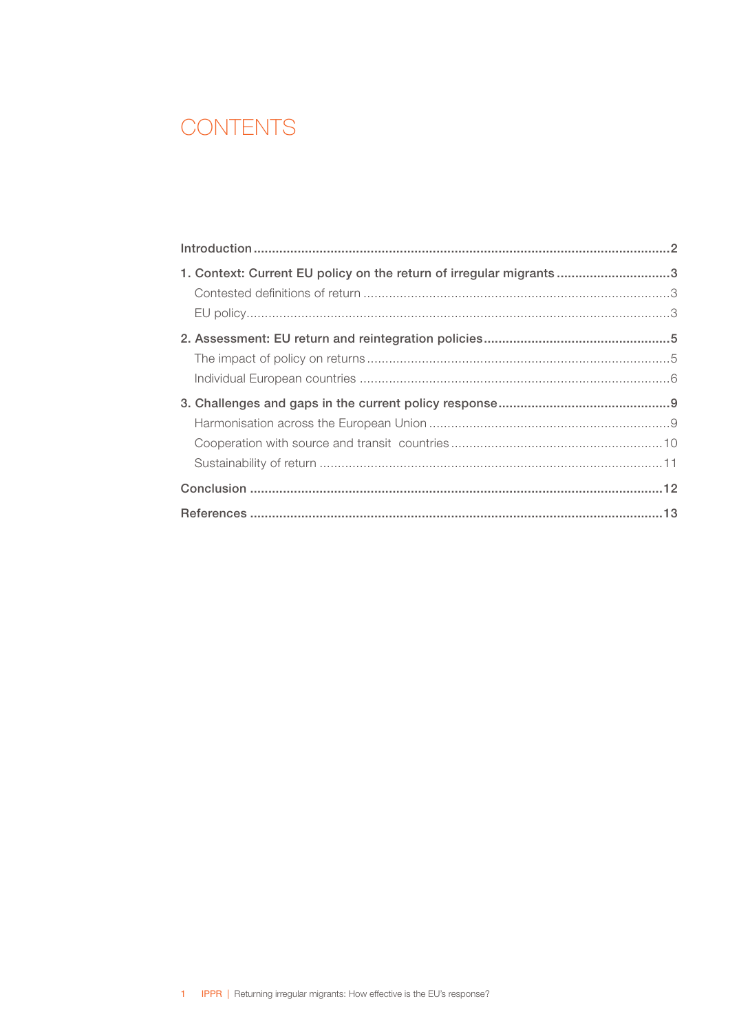# CONTENTS

**Introduction** ....................................................................................................................2

**1. Context: Current EU policy on the return of irregular migrants** ...............................3

Contested definitions of return ....................................................................................3

EU policy.......................................................................................................................3

**2. Assessment: EU return and reintegration policies**...................................................5

The impact of policy on returns.....................................................................................5

Individual European countries .......................................................................................6

**3. Challenges and gaps in the current policy response**...............................................9

Harmonisation across the European Union ...................................................................9

Cooperation with source and transit countries ............................................................10

Sustainability of return ................................................................................................11

**Conclusion** ...................................................................................................................12

**References** ...................................................................................................................13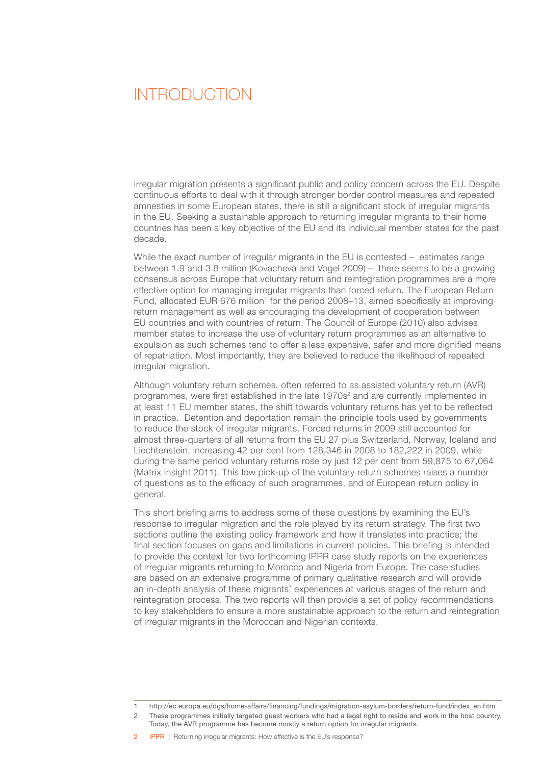# INTRODUCTION

Irregular migration presents a significant public and policy concern across the EU. Despite continuous efforts to deal with it through stronger border control measures and repeated amnesties in some European states, there is still a significant stock of irregular migrants in the EU. Seeking a sustainable approach to returning irregular migrants to their home countries has been a key objective of the EU and its individual member states for the past decade.

While the exact number of irregular migrants in the EU is contested – estimates range between 1.9 and 3.8 million (Kovacheva and Vogel 2009) – there seems to be a growing consensus across Europe that voluntary return and reintegration programmes are a more effective option for managing irregular migrants than forced return. The European Return Fund, allocated EUR 676 million[1] for the period 2008–13, aimed specifically at improving return management as well as encouraging the development of cooperation between EU countries and with countries of return. The Council of Europe (2010) also advises member states to increase the use of voluntary return programmes as an alternative to expulsion as such schemes tend to offer a less expensive, safer and more dignified means of repatriation. Most importantly, they are believed to reduce the likelihood of repeated irregular migration.

Although voluntary return schemes, often referred to as assisted voluntary return (AVR) programmes, were first established in the late 1970s[2] and are currently implemented in at least 11 EU member states, the shift towards voluntary returns has yet to be reflected in practice. Detention and deportation remain the principle tools used by governments to reduce the stock of irregular migrants. Forced returns in 2009 still accounted for almost three-quarters of all returns from the EU 27 plus Switzerland, Norway, Iceland and Liechtenstein, increasing 42 per cent from 128,346 in 2008 to 182,222 in 2009, while during the same period voluntary returns rose by just 12 per cent from 59,875 to 67,064 (Matrix Insight 2011). This low pick-up of the voluntary return schemes raises a number of questions as to the efficacy of such programmes, and of European return policy in general.

This short briefing aims to address some of these questions by examining the EU's response to irregular migration and the role played by its return strategy. The first two sections outline the existing policy framework and how it translates into practice; the final section focuses on gaps and limitations in current policies. This briefing is intended to provide the context for two forthcoming IPPR case study reports on the experiences of irregular migrants returning to Morocco and Nigeria from Europe. The case studies are based on an extensive programme of primary qualitative research and will provide an in-depth analysis of these migrants' experiences at various stages of the return and reintegration process. The two reports will then provide a set of policy recommendations to key stakeholders to ensure a more sustainable approach to the return and reintegration of irregular migrants in the Moroccan and Nigerian contexts.

---

1 http://ec.europa.eu/dgs/home-affairs/financing/fundings/migration-asylum-borders/return-fund/index_en.htm

2 These programmes initially targeted guest workers who had a legal right to reside and work in the host country. Today, the AVR programme has become mostly a return option for irregular migrants.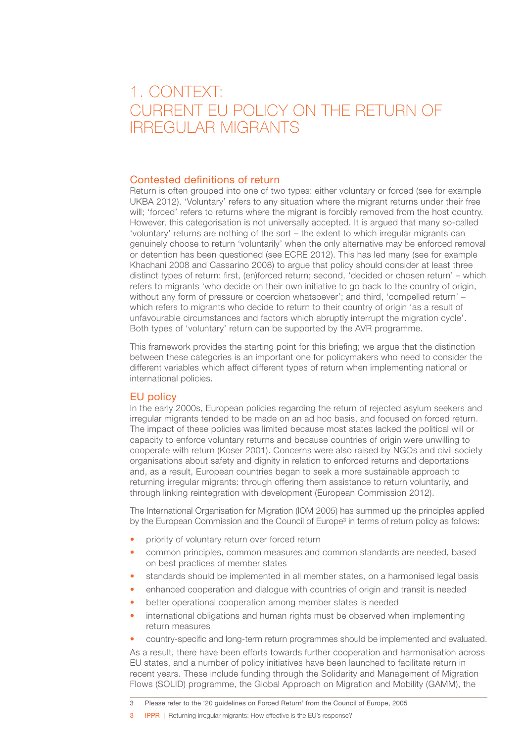# 1. CONTEXT: CURRENT EU POLICY ON THE RETURN OF IRREGULAR MIGRANTS

## Contested definitions of return

Return is often grouped into one of two types: either voluntary or forced (see for example UKBA 2012). 'Voluntary' refers to any situation where the migrant returns under their free will; 'forced' refers to returns where the migrant is forcibly removed from the host country. However, this categorisation is not universally accepted. It is argued that many so-called 'voluntary' returns are nothing of the sort – the extent to which irregular migrants can genuinely choose to return 'voluntarily' when the only alternative may be enforced removal or detention has been questioned (see ECRE 2012). This has led many (see for example Khachani 2008 and Cassarino 2008) to argue that policy should consider at least three distinct types of return: first, (en)forced return; second, 'decided or chosen return' – which refers to migrants 'who decide on their own initiative to go back to the country of origin, without any form of pressure or coercion whatsoever'; and third, 'compelled return' – which refers to migrants who decide to return to their country of origin 'as a result of unfavourable circumstances and factors which abruptly interrupt the migration cycle'. Both types of 'voluntary' return can be supported by the AVR programme.

This framework provides the starting point for this briefing; we argue that the distinction between these categories is an important one for policymakers who need to consider the different variables which affect different types of return when implementing national or international policies.

## EU policy

In the early 2000s, European policies regarding the return of rejected asylum seekers and irregular migrants tended to be made on an ad hoc basis, and focused on forced return. The impact of these policies was limited because most states lacked the political will or capacity to enforce voluntary returns and because countries of origin were unwilling to cooperate with return (Koser 2001). Concerns were also raised by NGOs and civil society organisations about safety and dignity in relation to enforced returns and deportations and, as a result, European countries began to seek a more sustainable approach to returning irregular migrants: through offering them assistance to return voluntarily, and through linking reintegration with development (European Commission 2012).

The International Organisation for Migration (IOM 2005) has summed up the principles applied by the European Commission and the Council of Europe[3] in terms of return policy as follows:

- priority of voluntary return over forced return
- common principles, common measures and common standards are needed, based on best practices of member states
- standards should be implemented in all member states, on a harmonised legal basis
- enhanced cooperation and dialogue with countries of origin and transit is needed
- better operational cooperation among member states is needed
- international obligations and human rights must be observed when implementing return measures
- country-specific and long-term return programmes should be implemented and evaluated.

As a result, there have been efforts towards further cooperation and harmonisation across EU states, and a number of policy initiatives have been launched to facilitate return in recent years. These include funding through the Solidarity and Management of Migration Flows (SOLID) programme, the Global Approach on Migration and Mobility (GAMM), the

3 Please refer to the '20 guidelines on Forced Return' from the Council of Europe, 2005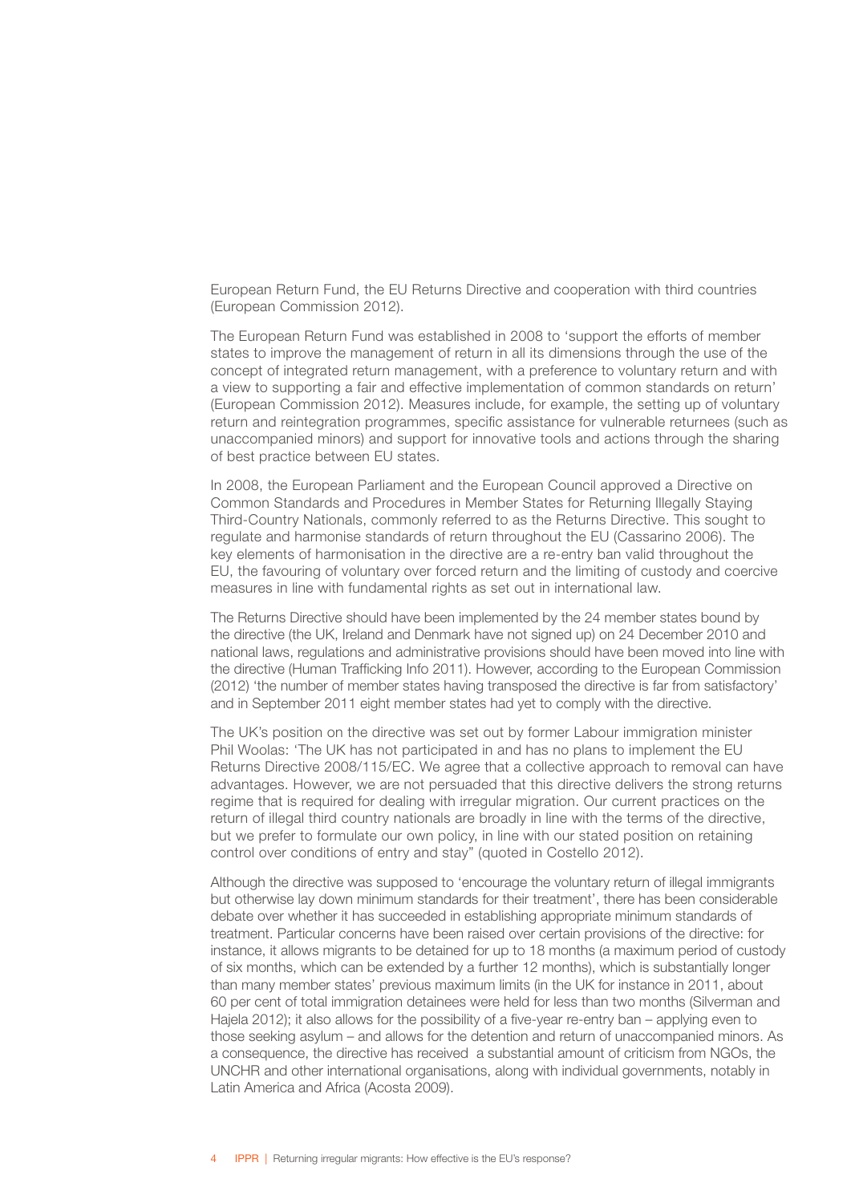European Return Fund, the EU Returns Directive and cooperation with third countries (European Commission 2012).

The European Return Fund was established in 2008 to 'support the efforts of member states to improve the management of return in all its dimensions through the use of the concept of integrated return management, with a preference to voluntary return and with a view to supporting a fair and effective implementation of common standards on return' (European Commission 2012). Measures include, for example, the setting up of voluntary return and reintegration programmes, specific assistance for vulnerable returnees (such as unaccompanied minors) and support for innovative tools and actions through the sharing of best practice between EU states.

In 2008, the European Parliament and the European Council approved a Directive on Common Standards and Procedures in Member States for Returning Illegally Staying Third-Country Nationals, commonly referred to as the Returns Directive. This sought to regulate and harmonise standards of return throughout the EU (Cassarino 2006). The key elements of harmonisation in the directive are a re-entry ban valid throughout the EU, the favouring of voluntary over forced return and the limiting of custody and coercive measures in line with fundamental rights as set out in international law.

The Returns Directive should have been implemented by the 24 member states bound by the directive (the UK, Ireland and Denmark have not signed up) on 24 December 2010 and national laws, regulations and administrative provisions should have been moved into line with the directive (Human Trafficking Info 2011). However, according to the European Commission (2012) 'the number of member states having transposed the directive is far from satisfactory' and in September 2011 eight member states had yet to comply with the directive.

The UK's position on the directive was set out by former Labour immigration minister Phil Woolas: 'The UK has not participated in and has no plans to implement the EU Returns Directive 2008/115/EC. We agree that a collective approach to removal can have advantages. However, we are not persuaded that this directive delivers the strong returns regime that is required for dealing with irregular migration. Our current practices on the return of illegal third country nationals are broadly in line with the terms of the directive, but we prefer to formulate our own policy, in line with our stated position on retaining control over conditions of entry and stay" (quoted in Costello 2012).

Although the directive was supposed to 'encourage the voluntary return of illegal immigrants but otherwise lay down minimum standards for their treatment', there has been considerable debate over whether it has succeeded in establishing appropriate minimum standards of treatment. Particular concerns have been raised over certain provisions of the directive: for instance, it allows migrants to be detained for up to 18 months (a maximum period of custody of six months, which can be extended by a further 12 months), which is substantially longer than many member states' previous maximum limits (in the UK for instance in 2011, about 60 per cent of total immigration detainees were held for less than two months (Silverman and Hajela 2012); it also allows for the possibility of a five-year re-entry ban – applying even to those seeking asylum – and allows for the detention and return of unaccompanied minors. As a consequence, the directive has received a substantial amount of criticism from NGOs, the UNCHR and other international organisations, along with individual governments, notably in Latin America and Africa (Acosta 2009).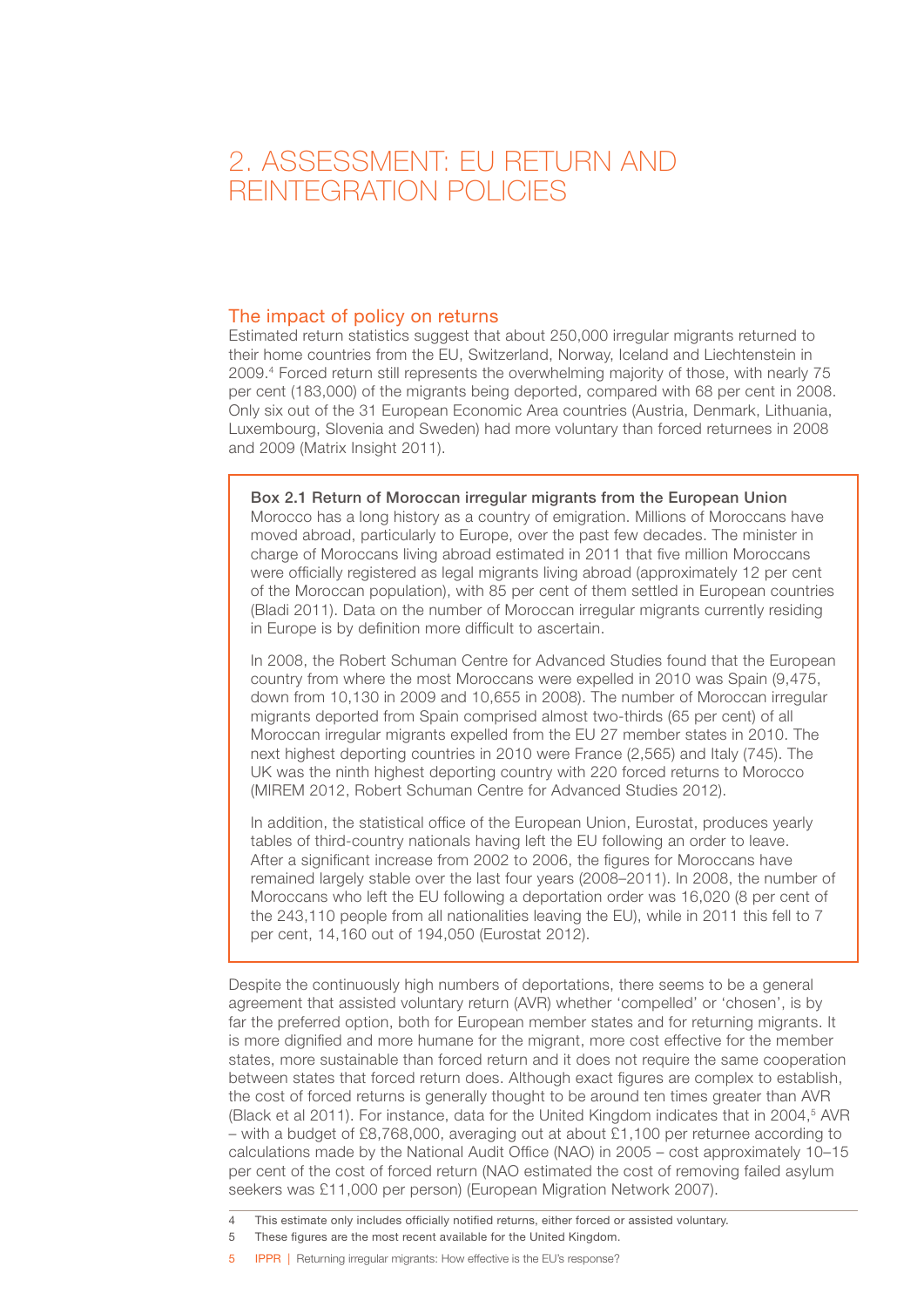# 2. ASSESSMENT: EU RETURN AND REINTEGRATION POLICIES

## The impact of policy on returns

Estimated return statistics suggest that about 250,000 irregular migrants returned to their home countries from the EU, Switzerland, Norway, Iceland and Liechtenstein in 2009.[4] Forced return still represents the overwhelming majority of those, with nearly 75 per cent (183,000) of the migrants being deported, compared with 68 per cent in 2008. Only six out of the 31 European Economic Area countries (Austria, Denmark, Lithuania, Luxembourg, Slovenia and Sweden) had more voluntary than forced returnees in 2008 and 2009 (Matrix Insight 2011).

**Box 2.1 Return of Moroccan irregular migrants from the European Union**

Morocco has a long history as a country of emigration. Millions of Moroccans have moved abroad, particularly to Europe, over the past few decades. The minister in charge of Moroccans living abroad estimated in 2011 that five million Moroccans were officially registered as legal migrants living abroad (approximately 12 per cent of the Moroccan population), with 85 per cent of them settled in European countries (Bladi 2011). Data on the number of Moroccan irregular migrants currently residing in Europe is by definition more difficult to ascertain.

In 2008, the Robert Schuman Centre for Advanced Studies found that the European country from where the most Moroccans were expelled in 2010 was Spain (9,475, down from 10,130 in 2009 and 10,655 in 2008). The number of Moroccan irregular migrants deported from Spain comprised almost two-thirds (65 per cent) of all Moroccan irregular migrants expelled from the EU 27 member states in 2010. The next highest deporting countries in 2010 were France (2,565) and Italy (745). The UK was the ninth highest deporting country with 220 forced returns to Morocco (MIREM 2012, Robert Schuman Centre for Advanced Studies 2012).

In addition, the statistical office of the European Union, Eurostat, produces yearly tables of third-country nationals having left the EU following an order to leave. After a significant increase from 2002 to 2006, the figures for Moroccans have remained largely stable over the last four years (2008–2011). In 2008, the number of Moroccans who left the EU following a deportation order was 16,020 (8 per cent of the 243,110 people from all nationalities leaving the EU), while in 2011 this fell to 7 per cent, 14,160 out of 194,050 (Eurostat 2012).

Despite the continuously high numbers of deportations, there seems to be a general agreement that assisted voluntary return (AVR) whether 'compelled' or 'chosen', is by far the preferred option, both for European member states and for returning migrants. It is more dignified and more humane for the migrant, more cost effective for the member states, more sustainable than forced return and it does not require the same cooperation between states that forced return does. Although exact figures are complex to establish, the cost of forced returns is generally thought to be around ten times greater than AVR (Black et al 2011). For instance, data for the United Kingdom indicates that in 2004,[5] AVR – with a budget of £8,768,000, averaging out at about £1,100 per returnee according to calculations made by the National Audit Office (NAO) in 2005 – cost approximately 10–15 per cent of the cost of forced return (NAO estimated the cost of removing failed asylum seekers was £11,000 per person) (European Migration Network 2007).

4 This estimate only includes officially notified returns, either forced or assisted voluntary.

5 These figures are the most recent available for the United Kingdom.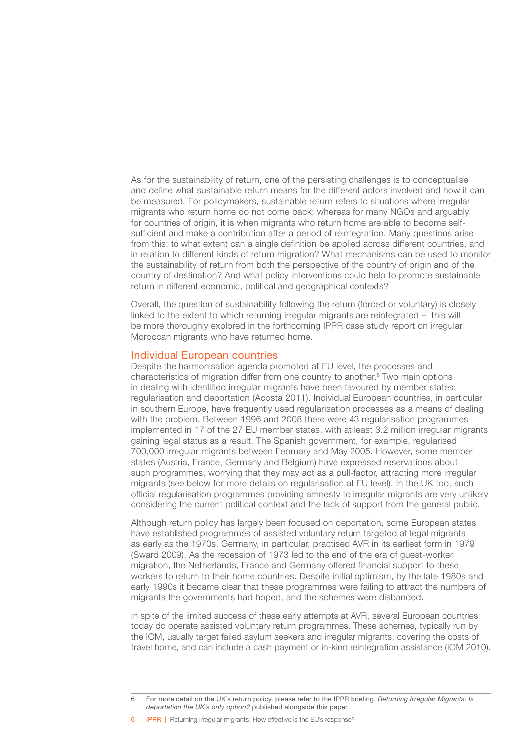As for the sustainability of return, one of the persisting challenges is to conceptualise and define what sustainable return means for the different actors involved and how it can be measured. For policymakers, sustainable return refers to situations where irregular migrants who return home do not come back; whereas for many NGOs and arguably for countries of origin, it is when migrants who return home are able to become self-sufficient and make a contribution after a period of reintegration. Many questions arise from this: to what extent can a single definition be applied across different countries, and in relation to different kinds of return migration? What mechanisms can be used to monitor the sustainability of return from both the perspective of the country of origin and of the country of destination? And what policy interventions could help to promote sustainable return in different economic, political and geographical contexts?

Overall, the question of sustainability following the return (forced or voluntary) is closely linked to the extent to which returning irregular migrants are reintegrated – this will be more thoroughly explored in the forthcoming IPPR case study report on irregular Moroccan migrants who have returned home.

## Individual European countries

Despite the harmonisation agenda promoted at EU level, the processes and characteristics of migration differ from one country to another.[6] Two main options in dealing with identified irregular migrants have been favoured by member states: regularisation and deportation (Acosta 2011). Individual European countries, in particular in southern Europe, have frequently used regularisation processes as a means of dealing with the problem. Between 1996 and 2008 there were 43 regularisation programmes implemented in 17 of the 27 EU member states, with at least 3.2 million irregular migrants gaining legal status as a result. The Spanish government, for example, regularised 700,000 irregular migrants between February and May 2005. However, some member states (Austria, France, Germany and Belgium) have expressed reservations about such programmes, worrying that they may act as a pull-factor, attracting more irregular migrants (see below for more details on regularisation at EU level). In the UK too, such official regularisation programmes providing amnesty to irregular migrants are very unlikely considering the current political context and the lack of support from the general public.

Although return policy has largely been focused on deportation, some European states have established programmes of assisted voluntary return targeted at legal migrants as early as the 1970s. Germany, in particular, practised AVR in its earliest form in 1979 (Sward 2009). As the recession of 1973 led to the end of the era of guest-worker migration, the Netherlands, France and Germany offered financial support to these workers to return to their home countries. Despite initial optimism, by the late 1980s and early 1990s it became clear that these programmes were failing to attract the numbers of migrants the governments had hoped, and the schemes were disbanded.

In spite of the limited success of these early attempts at AVR, several European countries today do operate assisted voluntary return programmes. These schemes, typically run by the IOM, usually target failed asylum seekers and irregular migrants, covering the costs of travel home, and can include a cash payment or in-kind reintegration assistance (IOM 2010).

6 For more detail on the UK's return policy, please refer to the IPPR briefing, *Returning Irregular Migrants: Is deportation the UK's only option?* published alongside this paper.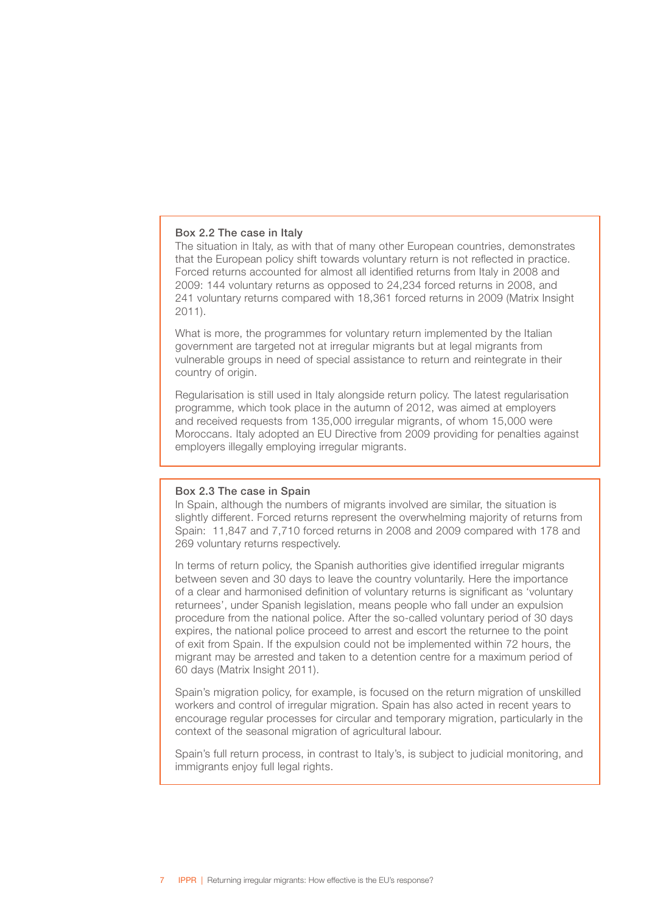### Box 2.2 The case in Italy

The situation in Italy, as with that of many other European countries, demonstrates that the European policy shift towards voluntary return is not reflected in practice. Forced returns accounted for almost all identified returns from Italy in 2008 and 2009: 144 voluntary returns as opposed to 24,234 forced returns in 2008, and 241 voluntary returns compared with 18,361 forced returns in 2009 (Matrix Insight 2011).

What is more, the programmes for voluntary return implemented by the Italian government are targeted not at irregular migrants but at legal migrants from vulnerable groups in need of special assistance to return and reintegrate in their country of origin.

Regularisation is still used in Italy alongside return policy. The latest regularisation programme, which took place in the autumn of 2012, was aimed at employers and received requests from 135,000 irregular migrants, of whom 15,000 were Moroccans. Italy adopted an EU Directive from 2009 providing for penalties against employers illegally employing irregular migrants.

### Box 2.3 The case in Spain

In Spain, although the numbers of migrants involved are similar, the situation is slightly different. Forced returns represent the overwhelming majority of returns from Spain: 11,847 and 7,710 forced returns in 2008 and 2009 compared with 178 and 269 voluntary returns respectively.

In terms of return policy, the Spanish authorities give identified irregular migrants between seven and 30 days to leave the country voluntarily. Here the importance of a clear and harmonised definition of voluntary returns is significant as 'voluntary returnees', under Spanish legislation, means people who fall under an expulsion procedure from the national police. After the so-called voluntary period of 30 days expires, the national police proceed to arrest and escort the returnee to the point of exit from Spain. If the expulsion could not be implemented within 72 hours, the migrant may be arrested and taken to a detention centre for a maximum period of 60 days (Matrix Insight 2011).

Spain's migration policy, for example, is focused on the return migration of unskilled workers and control of irregular migration. Spain has also acted in recent years to encourage regular processes for circular and temporary migration, particularly in the context of the seasonal migration of agricultural labour.

Spain's full return process, in contrast to Italy's, is subject to judicial monitoring, and immigrants enjoy full legal rights.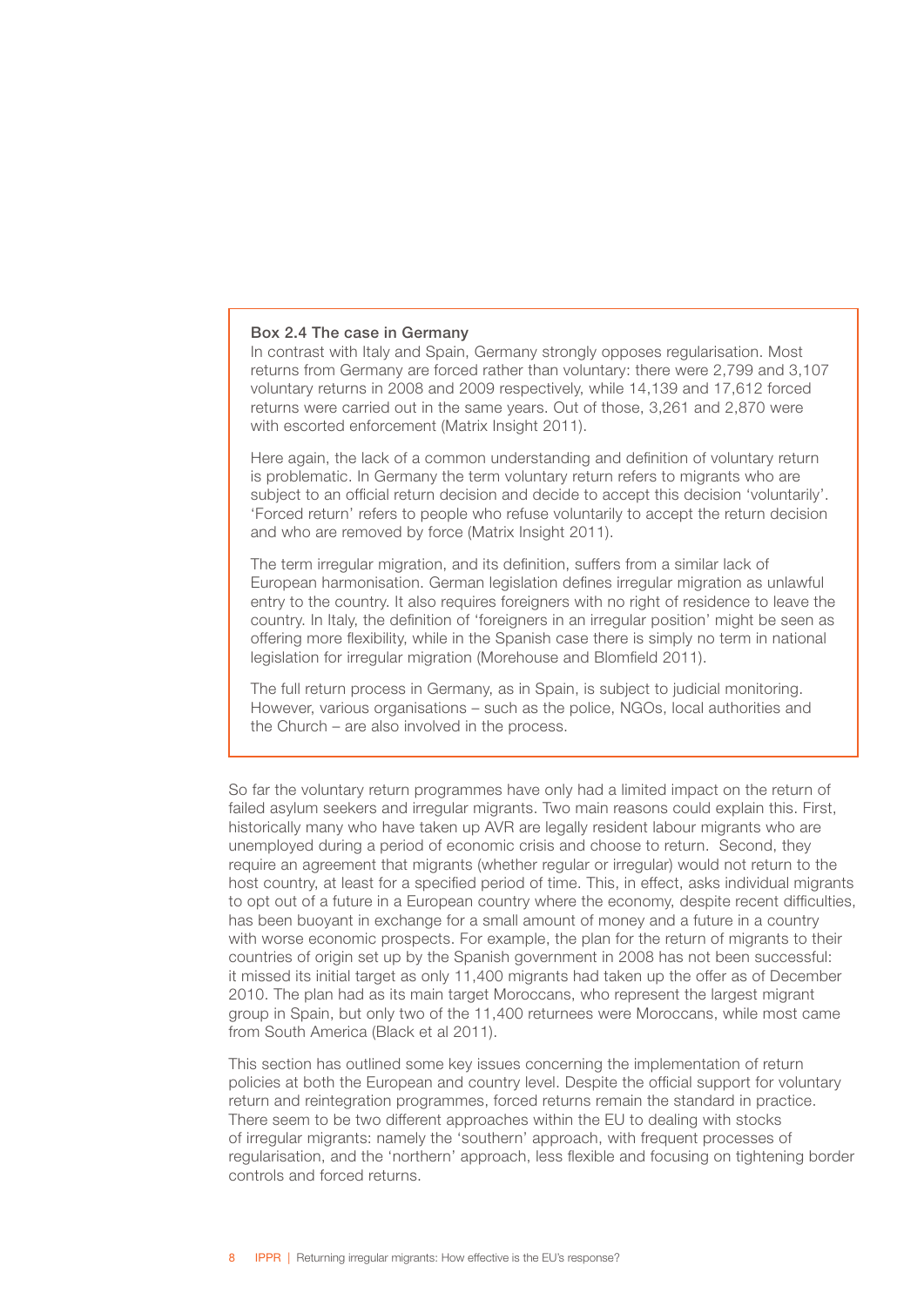**Box 2.4 The case in Germany**

In contrast with Italy and Spain, Germany strongly opposes regularisation. Most returns from Germany are forced rather than voluntary: there were 2,799 and 3,107 voluntary returns in 2008 and 2009 respectively, while 14,139 and 17,612 forced returns were carried out in the same years. Out of those, 3,261 and 2,870 were with escorted enforcement (Matrix Insight 2011).

Here again, the lack of a common understanding and definition of voluntary return is problematic. In Germany the term voluntary return refers to migrants who are subject to an official return decision and decide to accept this decision 'voluntarily'. 'Forced return' refers to people who refuse voluntarily to accept the return decision and who are removed by force (Matrix Insight 2011).

The term irregular migration, and its definition, suffers from a similar lack of European harmonisation. German legislation defines irregular migration as unlawful entry to the country. It also requires foreigners with no right of residence to leave the country. In Italy, the definition of 'foreigners in an irregular position' might be seen as offering more flexibility, while in the Spanish case there is simply no term in national legislation for irregular migration (Morehouse and Blomfield 2011).

The full return process in Germany, as in Spain, is subject to judicial monitoring. However, various organisations – such as the police, NGOs, local authorities and the Church – are also involved in the process.

So far the voluntary return programmes have only had a limited impact on the return of failed asylum seekers and irregular migrants. Two main reasons could explain this. First, historically many who have taken up AVR are legally resident labour migrants who are unemployed during a period of economic crisis and choose to return. Second, they require an agreement that migrants (whether regular or irregular) would not return to the host country, at least for a specified period of time. This, in effect, asks individual migrants to opt out of a future in a European country where the economy, despite recent difficulties, has been buoyant in exchange for a small amount of money and a future in a country with worse economic prospects. For example, the plan for the return of migrants to their countries of origin set up by the Spanish government in 2008 has not been successful: it missed its initial target as only 11,400 migrants had taken up the offer as of December 2010. The plan had as its main target Moroccans, who represent the largest migrant group in Spain, but only two of the 11,400 returnees were Moroccans, while most came from South America (Black et al 2011).

This section has outlined some key issues concerning the implementation of return policies at both the European and country level. Despite the official support for voluntary return and reintegration programmes, forced returns remain the standard in practice. There seem to be two different approaches within the EU to dealing with stocks of irregular migrants: namely the 'southern' approach, with frequent processes of regularisation, and the 'northern' approach, less flexible and focusing on tightening border controls and forced returns.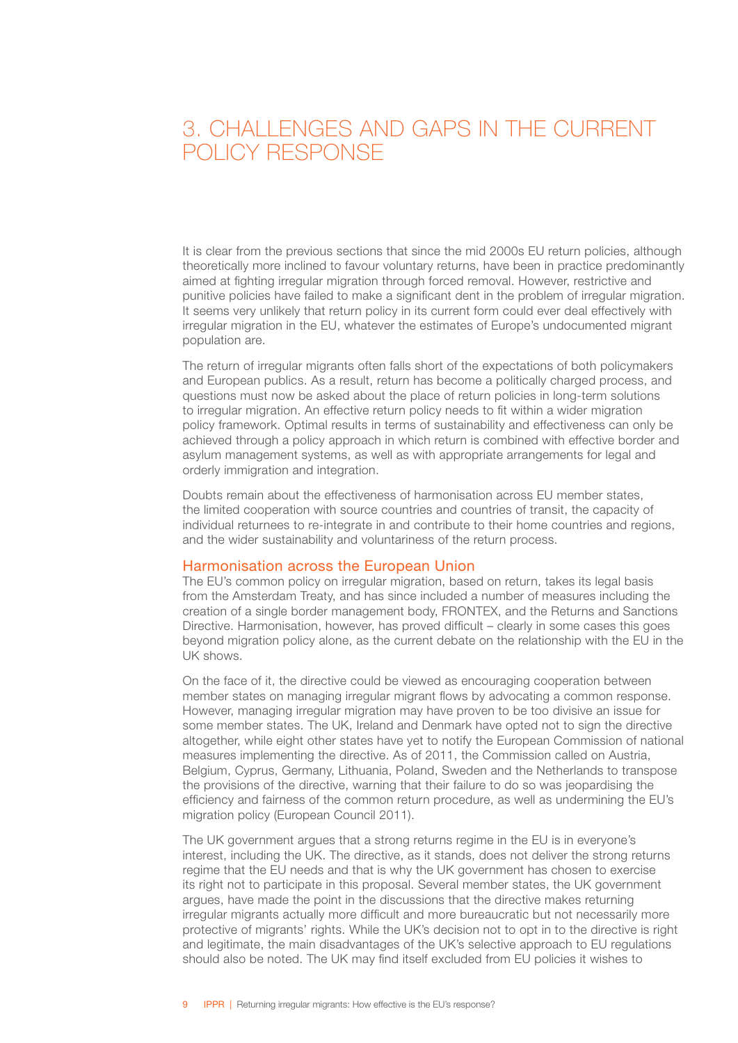# 3. CHALLENGES AND GAPS IN THE CURRENT POLICY RESPONSE

It is clear from the previous sections that since the mid 2000s EU return policies, although theoretically more inclined to favour voluntary returns, have been in practice predominantly aimed at fighting irregular migration through forced removal. However, restrictive and punitive policies have failed to make a significant dent in the problem of irregular migration. It seems very unlikely that return policy in its current form could ever deal effectively with irregular migration in the EU, whatever the estimates of Europe's undocumented migrant population are.

The return of irregular migrants often falls short of the expectations of both policymakers and European publics. As a result, return has become a politically charged process, and questions must now be asked about the place of return policies in long-term solutions to irregular migration. An effective return policy needs to fit within a wider migration policy framework. Optimal results in terms of sustainability and effectiveness can only be achieved through a policy approach in which return is combined with effective border and asylum management systems, as well as with appropriate arrangements for legal and orderly immigration and integration.

Doubts remain about the effectiveness of harmonisation across EU member states, the limited cooperation with source countries and countries of transit, the capacity of individual returnees to re-integrate in and contribute to their home countries and regions, and the wider sustainability and voluntariness of the return process.

## Harmonisation across the European Union

The EU's common policy on irregular migration, based on return, takes its legal basis from the Amsterdam Treaty, and has since included a number of measures including the creation of a single border management body, FRONTEX, and the Returns and Sanctions Directive. Harmonisation, however, has proved difficult – clearly in some cases this goes beyond migration policy alone, as the current debate on the relationship with the EU in the UK shows.

On the face of it, the directive could be viewed as encouraging cooperation between member states on managing irregular migrant flows by advocating a common response. However, managing irregular migration may have proven to be too divisive an issue for some member states. The UK, Ireland and Denmark have opted not to sign the directive altogether, while eight other states have yet to notify the European Commission of national measures implementing the directive. As of 2011, the Commission called on Austria, Belgium, Cyprus, Germany, Lithuania, Poland, Sweden and the Netherlands to transpose the provisions of the directive, warning that their failure to do so was jeopardising the efficiency and fairness of the common return procedure, as well as undermining the EU's migration policy (European Council 2011).

The UK government argues that a strong returns regime in the EU is in everyone's interest, including the UK. The directive, as it stands, does not deliver the strong returns regime that the EU needs and that is why the UK government has chosen to exercise its right not to participate in this proposal. Several member states, the UK government argues, have made the point in the discussions that the directive makes returning irregular migrants actually more difficult and more bureaucratic but not necessarily more protective of migrants' rights. While the UK's decision not to opt in to the directive is right and legitimate, the main disadvantages of the UK's selective approach to EU regulations should also be noted. The UK may find itself excluded from EU policies it wishes to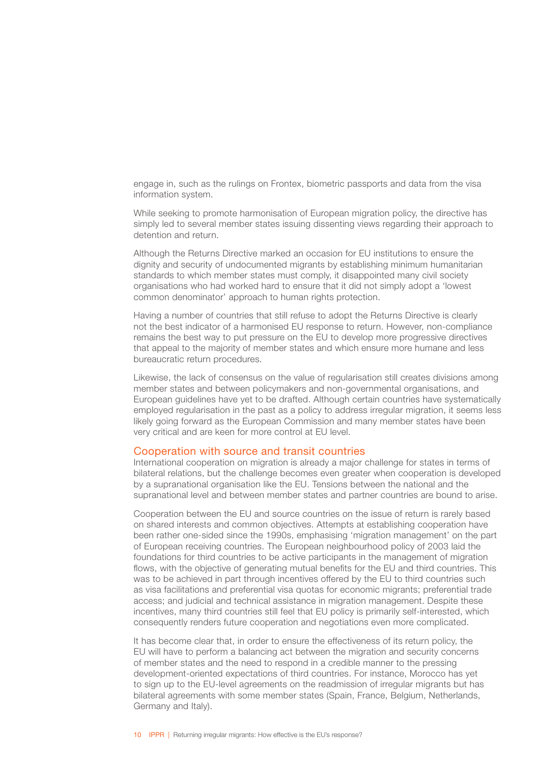engage in, such as the rulings on Frontex, biometric passports and data from the visa information system.

While seeking to promote harmonisation of European migration policy, the directive has simply led to several member states issuing dissenting views regarding their approach to detention and return.

Although the Returns Directive marked an occasion for EU institutions to ensure the dignity and security of undocumented migrants by establishing minimum humanitarian standards to which member states must comply, it disappointed many civil society organisations who had worked hard to ensure that it did not simply adopt a 'lowest common denominator' approach to human rights protection.

Having a number of countries that still refuse to adopt the Returns Directive is clearly not the best indicator of a harmonised EU response to return. However, non-compliance remains the best way to put pressure on the EU to develop more progressive directives that appeal to the majority of member states and which ensure more humane and less bureaucratic return procedures.

Likewise, the lack of consensus on the value of regularisation still creates divisions among member states and between policymakers and non-governmental organisations, and European guidelines have yet to be drafted. Although certain countries have systematically employed regularisation in the past as a policy to address irregular migration, it seems less likely going forward as the European Commission and many member states have been very critical and are keen for more control at EU level.

## Cooperation with source and transit countries

International cooperation on migration is already a major challenge for states in terms of bilateral relations, but the challenge becomes even greater when cooperation is developed by a supranational organisation like the EU. Tensions between the national and the supranational level and between member states and partner countries are bound to arise.

Cooperation between the EU and source countries on the issue of return is rarely based on shared interests and common objectives. Attempts at establishing cooperation have been rather one-sided since the 1990s, emphasising 'migration management' on the part of European receiving countries. The European neighbourhood policy of 2003 laid the foundations for third countries to be active participants in the management of migration flows, with the objective of generating mutual benefits for the EU and third countries. This was to be achieved in part through incentives offered by the EU to third countries such as visa facilitations and preferential visa quotas for economic migrants; preferential trade access; and judicial and technical assistance in migration management. Despite these incentives, many third countries still feel that EU policy is primarily self-interested, which consequently renders future cooperation and negotiations even more complicated.

It has become clear that, in order to ensure the effectiveness of its return policy, the EU will have to perform a balancing act between the migration and security concerns of member states and the need to respond in a credible manner to the pressing development-oriented expectations of third countries. For instance, Morocco has yet to sign up to the EU-level agreements on the readmission of irregular migrants but has bilateral agreements with some member states (Spain, France, Belgium, Netherlands, Germany and Italy).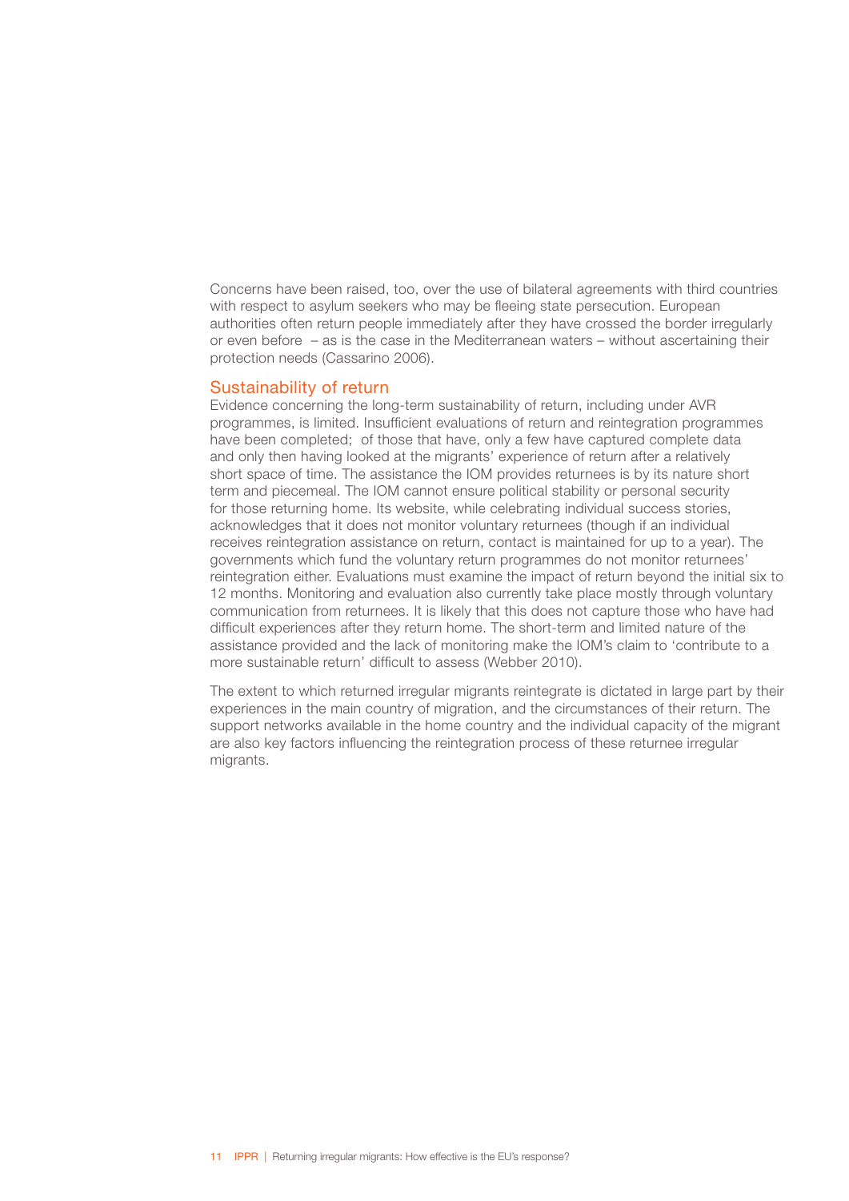Concerns have been raised, too, over the use of bilateral agreements with third countries with respect to asylum seekers who may be fleeing state persecution. European authorities often return people immediately after they have crossed the border irregularly or even before – as is the case in the Mediterranean waters – without ascertaining their protection needs (Cassarino 2006).

## Sustainability of return

Evidence concerning the long-term sustainability of return, including under AVR programmes, is limited. Insufficient evaluations of return and reintegration programmes have been completed; of those that have, only a few have captured complete data and only then having looked at the migrants' experience of return after a relatively short space of time. The assistance the IOM provides returnees is by its nature short term and piecemeal. The IOM cannot ensure political stability or personal security for those returning home. Its website, while celebrating individual success stories, acknowledges that it does not monitor voluntary returnees (though if an individual receives reintegration assistance on return, contact is maintained for up to a year). The governments which fund the voluntary return programmes do not monitor returnees' reintegration either. Evaluations must examine the impact of return beyond the initial six to 12 months. Monitoring and evaluation also currently take place mostly through voluntary communication from returnees. It is likely that this does not capture those who have had difficult experiences after they return home. The short-term and limited nature of the assistance provided and the lack of monitoring make the IOM's claim to 'contribute to a more sustainable return' difficult to assess (Webber 2010).

The extent to which returned irregular migrants reintegrate is dictated in large part by their experiences in the main country of migration, and the circumstances of their return. The support networks available in the home country and the individual capacity of the migrant are also key factors influencing the reintegration process of these returnee irregular migrants.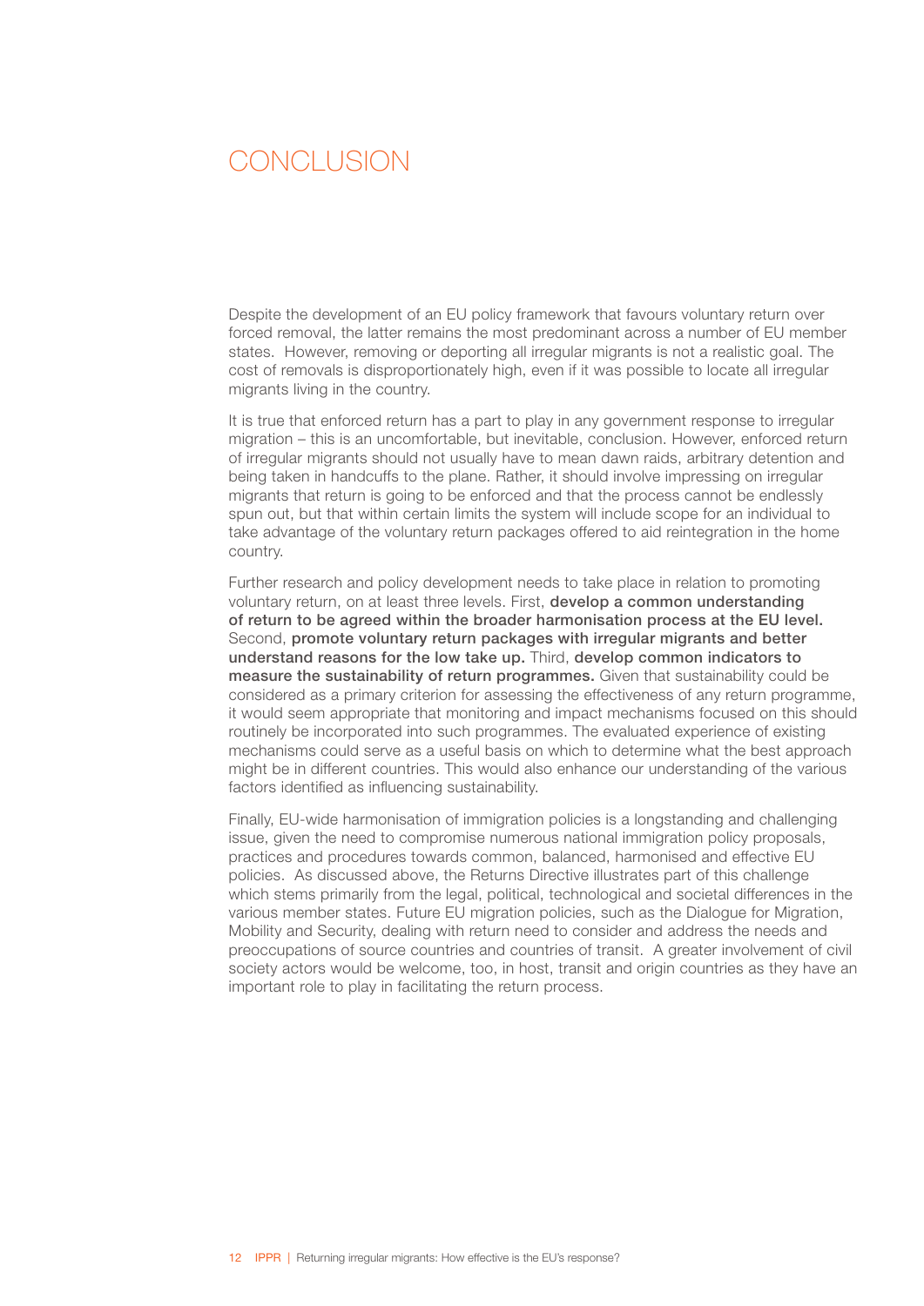# CONCLUSION

Despite the development of an EU policy framework that favours voluntary return over forced removal, the latter remains the most predominant across a number of EU member states. However, removing or deporting all irregular migrants is not a realistic goal. The cost of removals is disproportionately high, even if it was possible to locate all irregular migrants living in the country.

It is true that enforced return has a part to play in any government response to irregular migration – this is an uncomfortable, but inevitable, conclusion. However, enforced return of irregular migrants should not usually have to mean dawn raids, arbitrary detention and being taken in handcuffs to the plane. Rather, it should involve impressing on irregular migrants that return is going to be enforced and that the process cannot be endlessly spun out, but that within certain limits the system will include scope for an individual to take advantage of the voluntary return packages offered to aid reintegration in the home country.

Further research and policy development needs to take place in relation to promoting voluntary return, on at least three levels. First, **develop a common understanding of return to be agreed within the broader harmonisation process at the EU level.** Second, **promote voluntary return packages with irregular migrants and better understand reasons for the low take up.** Third, **develop common indicators to measure the sustainability of return programmes.** Given that sustainability could be considered as a primary criterion for assessing the effectiveness of any return programme, it would seem appropriate that monitoring and impact mechanisms focused on this should routinely be incorporated into such programmes. The evaluated experience of existing mechanisms could serve as a useful basis on which to determine what the best approach might be in different countries. This would also enhance our understanding of the various factors identified as influencing sustainability.

Finally, EU-wide harmonisation of immigration policies is a longstanding and challenging issue, given the need to compromise numerous national immigration policy proposals, practices and procedures towards common, balanced, harmonised and effective EU policies. As discussed above, the Returns Directive illustrates part of this challenge which stems primarily from the legal, political, technological and societal differences in the various member states. Future EU migration policies, such as the Dialogue for Migration, Mobility and Security, dealing with return need to consider and address the needs and preoccupations of source countries and countries of transit. A greater involvement of civil society actors would be welcome, too, in host, transit and origin countries as they have an important role to play in facilitating the return process.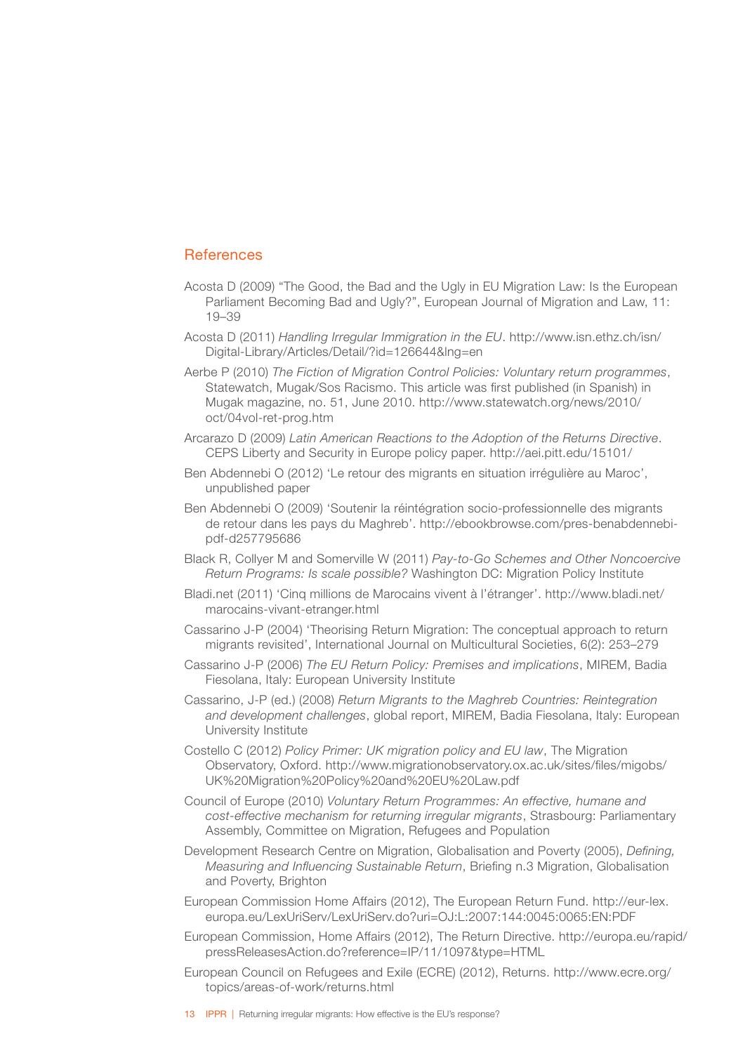## References

Acosta D (2009) "The Good, the Bad and the Ugly in EU Migration Law: Is the European Parliament Becoming Bad and Ugly?", European Journal of Migration and Law, 11: 19–39

Acosta D (2011) *Handling Irregular Immigration in the EU*. http://www.isn.ethz.ch/isn/Digital-Library/Articles/Detail/?id=126644&lng=en

Aerbe P (2010) *The Fiction of Migration Control Policies: Voluntary return programmes*, Statewatch, Mugak/Sos Racismo. This article was first published (in Spanish) in Mugak magazine, no. 51, June 2010. http://www.statewatch.org/news/2010/oct/04vol-ret-prog.htm

Arcarazo D (2009) *Latin American Reactions to the Adoption of the Returns Directive*. CEPS Liberty and Security in Europe policy paper. http://aei.pitt.edu/15101/

Ben Abdennebi O (2012) 'Le retour des migrants en situation irrégulière au Maroc', unpublished paper

Ben Abdennebi O (2009) 'Soutenir la réintégration socio-professionnelle des migrants de retour dans les pays du Maghreb'. http://ebookbrowse.com/pres-benabdennebi-pdf-d257795686

Black R, Collyer M and Somerville W (2011) *Pay-to-Go Schemes and Other Noncoercive Return Programs: Is scale possible?* Washington DC: Migration Policy Institute

Bladi.net (2011) 'Cinq millions de Marocains vivent à l'étranger'. http://www.bladi.net/marocains-vivant-etranger.html

Cassarino J-P (2004) 'Theorising Return Migration: The conceptual approach to return migrants revisited', International Journal on Multicultural Societies, 6(2): 253–279

Cassarino J-P (2006) *The EU Return Policy: Premises and implications*, MIREM, Badia Fiesolana, Italy: European University Institute

Cassarino, J-P (ed.) (2008) *Return Migrants to the Maghreb Countries: Reintegration and development challenges*, global report, MIREM, Badia Fiesolana, Italy: European University Institute

Costello C (2012) *Policy Primer: UK migration policy and EU law*, The Migration Observatory, Oxford. http://www.migrationobservatory.ox.ac.uk/sites/files/migobs/UK%20Migration%20Policy%20and%20EU%20Law.pdf

Council of Europe (2010) *Voluntary Return Programmes: An effective, humane and cost-effective mechanism for returning irregular migrants*, Strasbourg: Parliamentary Assembly, Committee on Migration, Refugees and Population

Development Research Centre on Migration, Globalisation and Poverty (2005), *Defining, Measuring and Influencing Sustainable Return*, Briefing n.3 Migration, Globalisation and Poverty, Brighton

European Commission Home Affairs (2012), The European Return Fund. http://eur-lex.europa.eu/LexUriServ/LexUriServ.do?uri=OJ:L:2007:144:0045:0065:EN:PDF

European Commission, Home Affairs (2012), The Return Directive. http://europa.eu/rapid/pressReleasesAction.do?reference=IP/11/1097&type=HTML

European Council on Refugees and Exile (ECRE) (2012), Returns. http://www.ecre.org/topics/areas-of-work/returns.html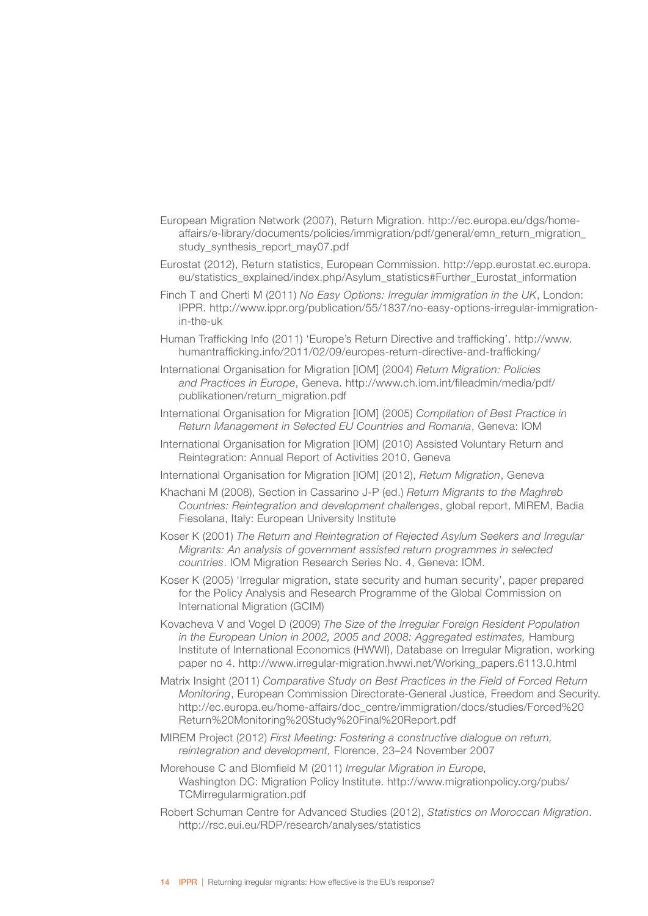European Migration Network (2007), Return Migration. http://ec.europa.eu/dgs/home-affairs/e-library/documents/policies/immigration/pdf/general/emn_return_migration_study_synthesis_report_may07.pdf

Eurostat (2012), Return statistics, European Commission. http://epp.eurostat.ec.europa.eu/statistics_explained/index.php/Asylum_statistics#Further_Eurostat_information

Finch T and Cherti M (2011) *No Easy Options: Irregular immigration in the UK*, London: IPPR. http://www.ippr.org/publication/55/1837/no-easy-options-irregular-immigration-in-the-uk

Human Trafficking Info (2011) 'Europe's Return Directive and trafficking'. http://www.humantrafficking.info/2011/02/09/europes-return-directive-and-trafficking/

International Organisation for Migration [IOM] (2004) *Return Migration: Policies and Practices in Europe*, Geneva. http://www.ch.iom.int/fileadmin/media/pdf/publikationen/return_migration.pdf

International Organisation for Migration [IOM] (2005) *Compilation of Best Practice in Return Management in Selected EU Countries and Romania*, Geneva: IOM

International Organisation for Migration [IOM] (2010) Assisted Voluntary Return and Reintegration: Annual Report of Activities 2010, Geneva

International Organisation for Migration [IOM] (2012), *Return Migration*, Geneva

Khachani M (2008), Section in Cassarino J-P (ed.) *Return Migrants to the Maghreb Countries: Reintegration and development challenges*, global report, MIREM, Badia Fiesolana, Italy: European University Institute

Koser K (2001) *The Return and Reintegration of Rejected Asylum Seekers and Irregular Migrants: An analysis of government assisted return programmes in selected countries*. IOM Migration Research Series No. 4, Geneva: IOM.

Koser K (2005) 'Irregular migration, state security and human security', paper prepared for the Policy Analysis and Research Programme of the Global Commission on International Migration (GCIM)

Kovacheva V and Vogel D (2009) *The Size of the Irregular Foreign Resident Population in the European Union in 2002, 2005 and 2008: Aggregated estimates,* Hamburg Institute of International Economics (HWWI), Database on Irregular Migration, working paper no 4. http://www.irregular-migration.hwwi.net/Working_papers.6113.0.html

Matrix Insight (2011) *Comparative Study on Best Practices in the Field of Forced Return Monitoring*, European Commission Directorate-General Justice, Freedom and Security. http://ec.europa.eu/home-affairs/doc_centre/immigration/docs/studies/Forced%20Return%20Monitoring%20Study%20Final%20Report.pdf

MIREM Project (2012) *First Meeting: Fostering a constructive dialogue on return, reintegration and development,* Florence, 23–24 November 2007

Morehouse C and Blomfield M (2011) *Irregular Migration in Europe,* Washington DC: Migration Policy Institute. http://www.migrationpolicy.org/pubs/TCMirregularmigration.pdf

Robert Schuman Centre for Advanced Studies (2012), *Statistics on Moroccan Migration*. http://rsc.eui.eu/RDP/research/analyses/statistics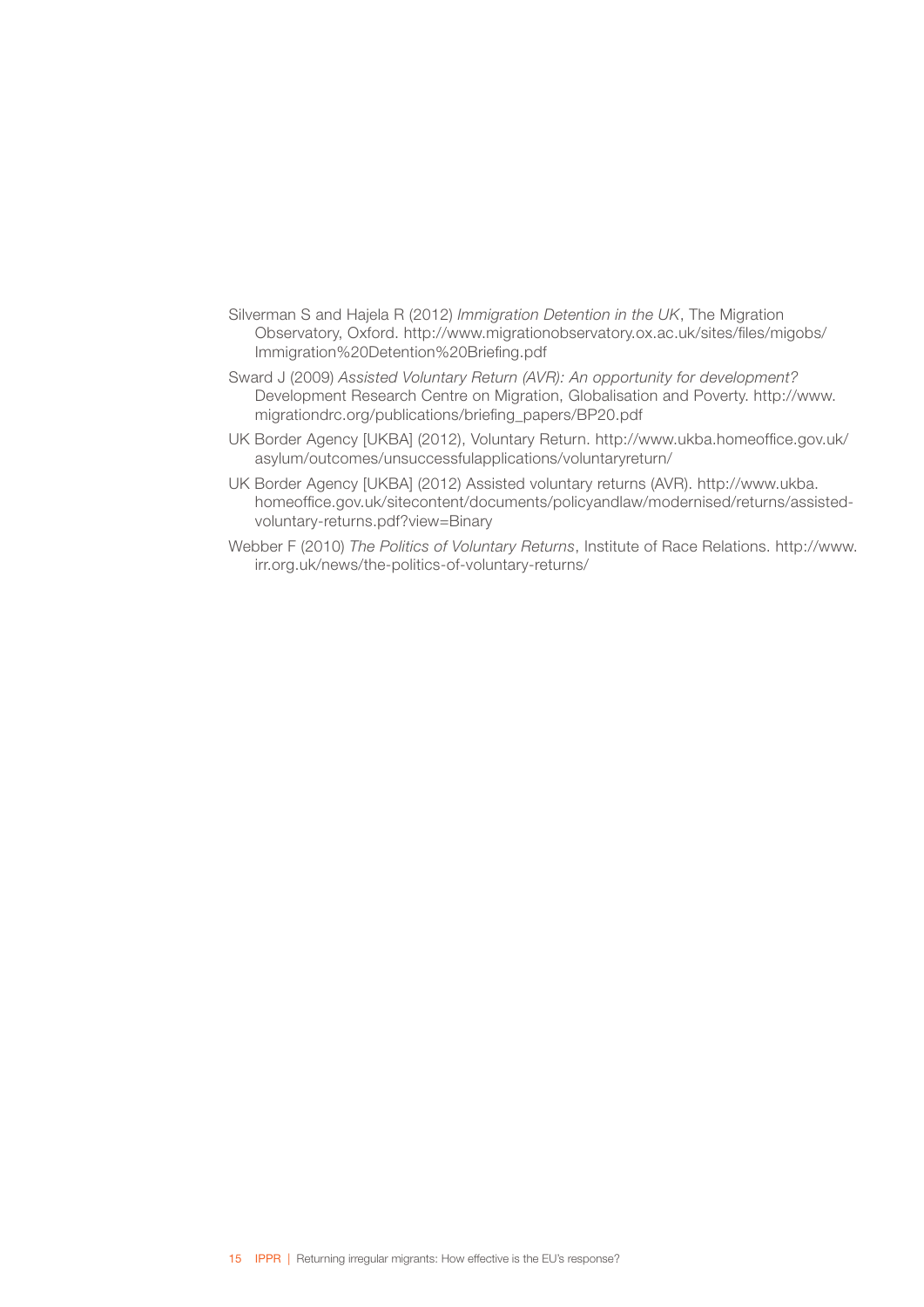Silverman S and Hajela R (2012) *Immigration Detention in the UK*, The Migration Observatory, Oxford. http://www.migrationobservatory.ox.ac.uk/sites/files/migobs/Immigration%20Detention%20Briefing.pdf

Sward J (2009) *Assisted Voluntary Return (AVR): An opportunity for development?* Development Research Centre on Migration, Globalisation and Poverty. http://www.migrationdrc.org/publications/briefing_papers/BP20.pdf

UK Border Agency [UKBA] (2012), Voluntary Return. http://www.ukba.homeoffice.gov.uk/asylum/outcomes/unsuccessfulapplications/voluntaryreturn/

UK Border Agency [UKBA] (2012) Assisted voluntary returns (AVR). http://www.ukba.homeoffice.gov.uk/sitecontent/documents/policyandlaw/modernised/returns/assisted-voluntary-returns.pdf?view=Binary

Webber F (2010) *The Politics of Voluntary Returns*, Institute of Race Relations. http://www.irr.org.uk/news/the-politics-of-voluntary-returns/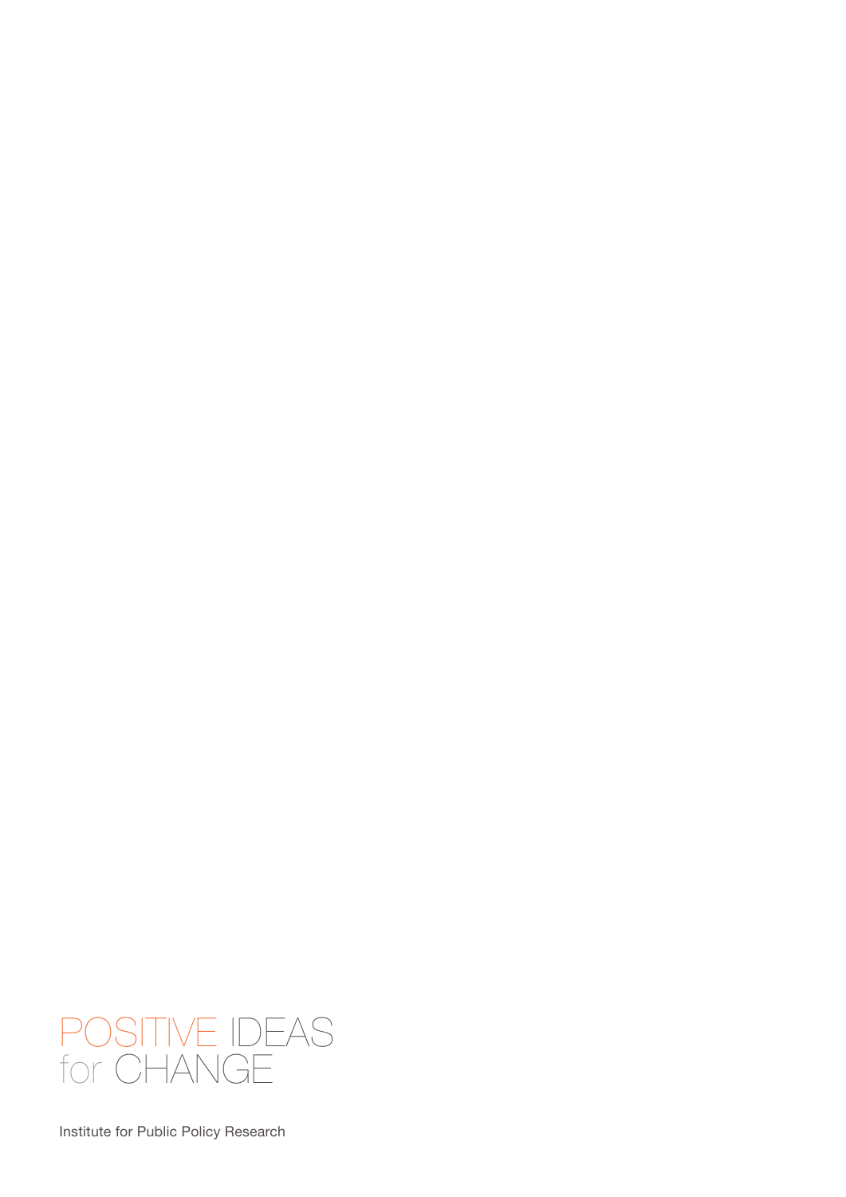POSITIVE IDEAS
for CHANGE

Institute for Public Policy Research